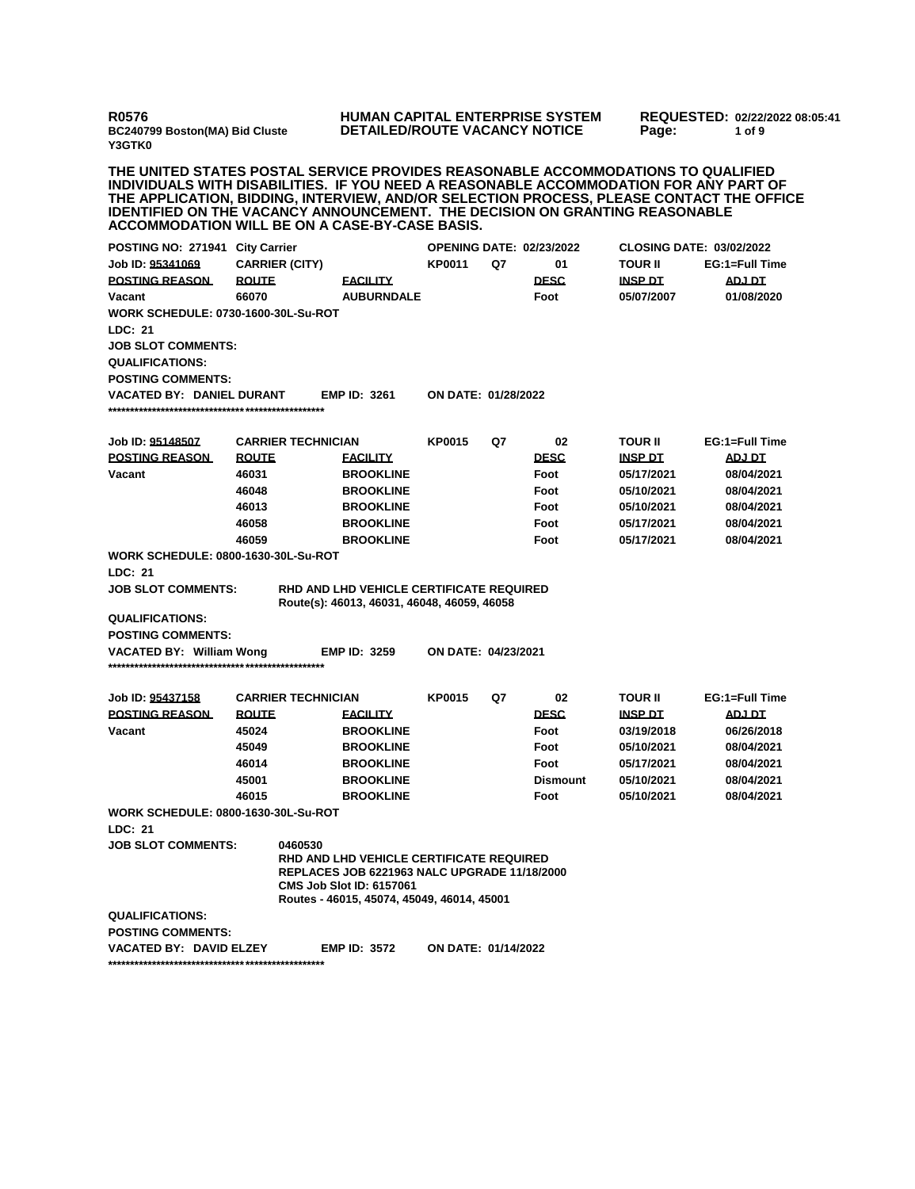**R0576** **HUMAN CAPITAL ENTERPRISE SYSTEM** **REQUESTED: 02/22/2022 08:05:41**
**BC240799 Boston(MA) Bid Cluste** **DETAILED/ROUTE VACANCY NOTICE**
**Y3GTK0**

**THE UNITED STATES POSTAL SERVICE PROVIDES REASONABLE ACCOMMODATIONS TO QUALIFIED INDIVIDUALS WITH DISABILITIES. IF YOU NEED A REASONABLE ACCOMMODATION FOR ANY PART OF THE APPLICATION, BIDDING, INTERVIEW, AND/OR SELECTION PROCESS, PLEASE CONTACT THE OFFICE IDENTIFIED ON THE VACANCY ANNOUNCEMENT. THE DECISION ON GRANTING REASONABLE ACCOMMODATION WILL BE ON A CASE-BY-CASE BASIS.**

**POSTING NO: 271941 City Carrier** **OPENING DATE: 02/23/2022** **CLOSING DATE: 03/02/2022**

| Job ID: 95341069 | CARRIER (CITY) | | KP0011 | Q7 | 01 | TOUR II | EG:1=Full Time |
|---|---|---|---|---|---|---|---|
| POSTING REASON | ROUTE | FACILITY | | | DESC | INSP DT | ADJ DT |
| Vacant | 66070 | AUBURNDALE | | | Foot | 05/07/2007 | 01/08/2020 |

**WORK SCHEDULE: 0730-1600-30L-Su-ROT**
**LDC: 21**
**JOB SLOT COMMENTS:**
**QUALIFICATIONS:**
**POSTING COMMENTS:**
**VACATED BY: DANIEL DURANT** **EMP ID: 3261** **ON DATE: 01/28/2022**
**************************************************

| Job ID: 95148507 | CARRIER TECHNICIAN | | KP0015 | Q7 | 02 | TOUR II | EG:1=Full Time |
|---|---|---|---|---|---|---|---|
| POSTING REASON | ROUTE | FACILITY | | | DESC | INSP DT | ADJ DT |
| Vacant | 46031 | BROOKLINE | | | Foot | 05/17/2021 | 08/04/2021 |
| | 46048 | BROOKLINE | | | Foot | 05/10/2021 | 08/04/2021 |
| | 46013 | BROOKLINE | | | Foot | 05/10/2021 | 08/04/2021 |
| | 46058 | BROOKLINE | | | Foot | 05/17/2021 | 08/04/2021 |
| | 46059 | BROOKLINE | | | Foot | 05/17/2021 | 08/04/2021 |

**WORK SCHEDULE: 0800-1630-30L-Su-ROT**
**LDC: 21**
**JOB SLOT COMMENTS:** **RHD AND LHD VEHICLE CERTIFICATE REQUIRED**
Route(s): 46013, 46031, 46048, 46059, 46058
**QUALIFICATIONS:**
**POSTING COMMENTS:**
**VACATED BY: William Wong** **EMP ID: 3259** **ON DATE: 04/23/2021**
**************************************************

| Job ID: 95437158 | CARRIER TECHNICIAN | | KP0015 | Q7 | 02 | TOUR II | EG:1=Full Time |
|---|---|---|---|---|---|---|---|
| POSTING REASON | ROUTE | FACILITY | | | DESC | INSP DT | ADJ DT |
| Vacant | 45024 | BROOKLINE | | | Foot | 03/19/2018 | 06/26/2018 |
| | 45049 | BROOKLINE | | | Foot | 05/10/2021 | 08/04/2021 |
| | 46014 | BROOKLINE | | | Foot | 05/17/2021 | 08/04/2021 |
| | 45001 | BROOKLINE | | | Dismount | 05/10/2021 | 08/04/2021 |
| | 46015 | BROOKLINE | | | Foot | 05/10/2021 | 08/04/2021 |

**WORK SCHEDULE: 0800-1630-30L-Su-ROT**
**LDC: 21**
**JOB SLOT COMMENTS:** **0460530**
**RHD AND LHD VEHICLE CERTIFICATE REQUIRED**
**REPLACES JOB 6221963 NALC UPGRADE 11/18/2000**
**CMS Job Slot ID: 6157061**
**Routes - 46015, 45074, 45049, 46014, 45001**
**QUALIFICATIONS:**
**POSTING COMMENTS:**
**VACATED BY: DAVID ELZEY** **EMP ID: 3572** **ON DATE: 01/14/2022**
**************************************************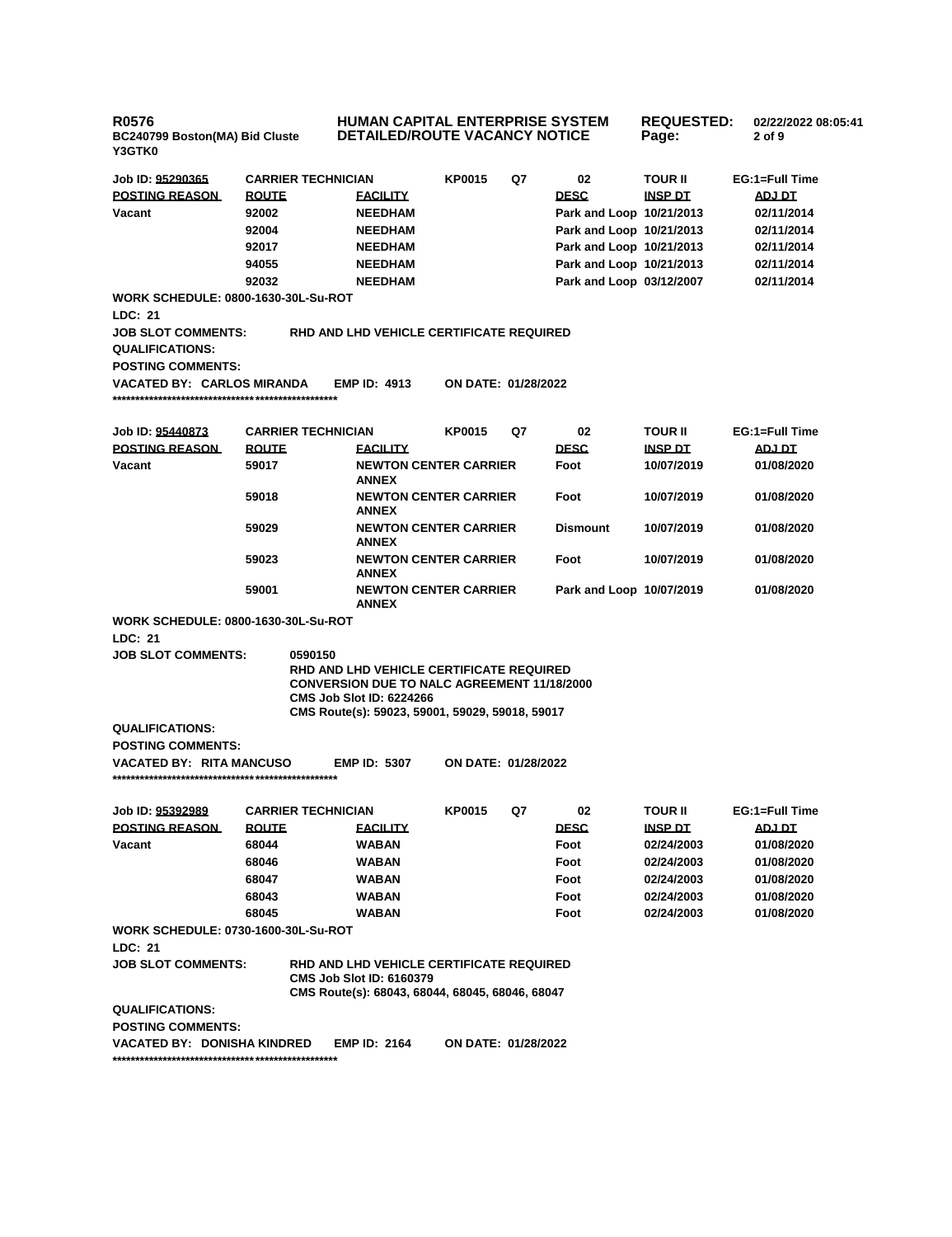**R0576**
**BC240799 Boston(MA) Bid Cluste**
**Y3GTK0**

**HUMAN CAPITAL ENTERPRISE SYSTEM**
**DETAILED/ROUTE VACANCY NOTICE**

**REQUESTED:** 02/22/2022 08:05:41

| Job ID: 95290365 | CARRIER TECHNICIAN | KP0015 | Q7 | 02 | TOUR II | EG:1=Full Time |
|---|---|---|---|---|---|---|
| **POSTING REASON** | **ROUTE** | **FACILITY** | | **DESC** | **INSP DT** | **ADJ DT** |
| Vacant | 92002 | NEEDHAM | | Park and Loop | 10/21/2013 | 02/11/2014 |
| | 92004 | NEEDHAM | | Park and Loop | 10/21/2013 | 02/11/2014 |
| | 92017 | NEEDHAM | | Park and Loop | 10/21/2013 | 02/11/2014 |
| | 94055 | NEEDHAM | | Park and Loop | 10/21/2013 | 02/11/2014 |
| | 92032 | NEEDHAM | | Park and Loop | 03/12/2007 | 02/11/2014 |

**WORK SCHEDULE: 0800-1630-30L-Su-ROT**

**LDC: 21**

**JOB SLOT COMMENTS:** RHD AND LHD VEHICLE CERTIFICATE REQUIRED

**QUALIFICATIONS:**

**POSTING COMMENTS:**

**VACATED BY: CARLOS MIRANDA** **EMP ID: 4913** **ON DATE: 01/28/2022**

*************************************************

| Job ID: 95440873 | CARRIER TECHNICIAN | KP0015 | Q7 | 02 | TOUR II | EG:1=Full Time |
|---|---|---|---|---|---|---|
| **POSTING REASON** | **ROUTE** | **FACILITY** | | **DESC** | **INSP DT** | **ADJ DT** |
| Vacant | 59017 | NEWTON CENTER CARRIER ANNEX | | Foot | 10/07/2019 | 01/08/2020 |
| | 59018 | NEWTON CENTER CARRIER ANNEX | | Foot | 10/07/2019 | 01/08/2020 |
| | 59029 | NEWTON CENTER CARRIER ANNEX | | Dismount | 10/07/2019 | 01/08/2020 |
| | 59023 | NEWTON CENTER CARRIER ANNEX | | Foot | 10/07/2019 | 01/08/2020 |
| | 59001 | NEWTON CENTER CARRIER ANNEX | | Park and Loop | 10/07/2019 | 01/08/2020 |

**WORK SCHEDULE: 0800-1630-30L-Su-ROT**

**LDC: 21**

**JOB SLOT COMMENTS:**
0590150
RHD AND LHD VEHICLE CERTIFICATE REQUIRED
CONVERSION DUE TO NALC AGREEMENT 11/18/2000
CMS Job Slot ID: 6224266
CMS Route(s): 59023, 59001, 59029, 59018, 59017

**QUALIFICATIONS:**

**POSTING COMMENTS:**

**VACATED BY: RITA MANCUSO** **EMP ID: 5307** **ON DATE: 01/28/2022**

*************************************************

| Job ID: 95392989 | CARRIER TECHNICIAN | KP0015 | Q7 | 02 | TOUR II | EG:1=Full Time |
|---|---|---|---|---|---|---|
| **POSTING REASON** | **ROUTE** | **FACILITY** | | **DESC** | **INSP DT** | **ADJ DT** |
| Vacant | 68044 | WABAN | | Foot | 02/24/2003 | 01/08/2020 |
| | 68046 | WABAN | | Foot | 02/24/2003 | 01/08/2020 |
| | 68047 | WABAN | | Foot | 02/24/2003 | 01/08/2020 |
| | 68043 | WABAN | | Foot | 02/24/2003 | 01/08/2020 |
| | 68045 | WABAN | | Foot | 02/24/2003 | 01/08/2020 |

**WORK SCHEDULE: 0730-1600-30L-Su-ROT**

**LDC: 21**

**JOB SLOT COMMENTS:**
RHD AND LHD VEHICLE CERTIFICATE REQUIRED
CMS Job Slot ID: 6160379
CMS Route(s): 68043, 68044, 68045, 68046, 68047

**QUALIFICATIONS:**

**POSTING COMMENTS:**

**VACATED BY: DONISHA KINDRED** **EMP ID: 2164** **ON DATE: 01/28/2022**

*************************************************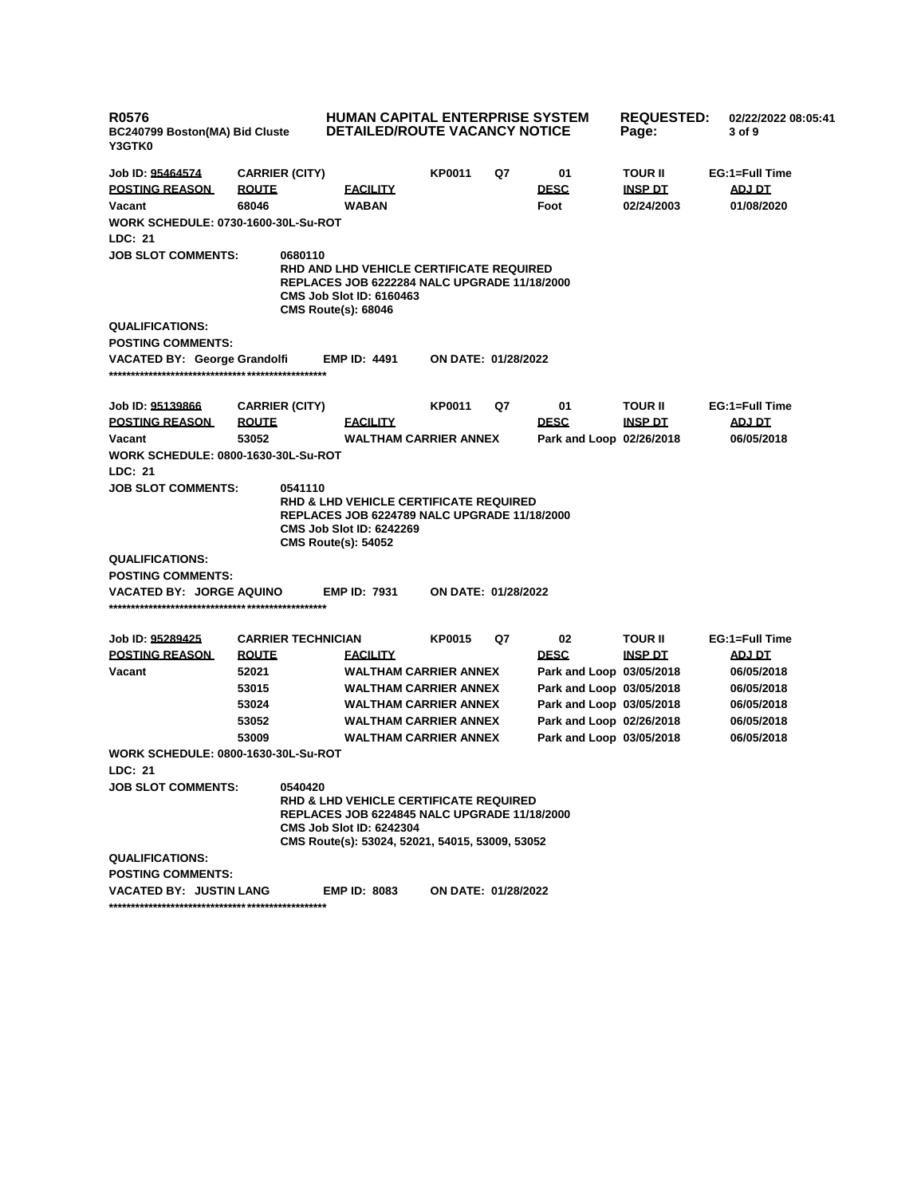**R0576** **HUMAN CAPITAL ENTERPRISE SYSTEM** **REQUESTED:** 02/22/2022 08:05:41
**BC240799 Boston(MA) Bid Cluste** **DETAILED/ROUTE VACANCY NOTICE**
**Y3GTK0**

| Job ID: 95464574 | CARRIER (CITY) | | KP0011 | Q7 | 01 | TOUR II | EG:1=Full Time |
|---|---|---|---|---|---|---|---|
| **POSTING REASON** | **ROUTE** | **FACILITY** | | | **DESC** | **INSP DT** | **ADJ DT** |
| Vacant | 68046 | WABAN | | | Foot | 02/24/2003 | 01/08/2020 |

**WORK SCHEDULE: 0730-1600-30L-Su-ROT**

**LDC: 21**

**JOB SLOT COMMENTS:** 0680110
RHD AND LHD VEHICLE CERTIFICATE REQUIRED
REPLACES JOB 6222284 NALC UPGRADE 11/18/2000
CMS Job Slot ID: 6160463
CMS Route(s): 68046

**QUALIFICATIONS:**

**POSTING COMMENTS:**

**VACATED BY:** George Grandolfi **EMP ID:** 4491 **ON DATE:** 01/28/2022

**************************************************

| Job ID: 95139866 | CARRIER (CITY) | | KP0011 | Q7 | 01 | TOUR II | EG:1=Full Time |
|---|---|---|---|---|---|---|---|
| **POSTING REASON** | **ROUTE** | **FACILITY** | | | **DESC** | **INSP DT** | **ADJ DT** |
| Vacant | 53052 | WALTHAM CARRIER ANNEX | | | Park and Loop | 02/26/2018 | 06/05/2018 |

**WORK SCHEDULE: 0800-1630-30L-Su-ROT**

**LDC: 21**

**JOB SLOT COMMENTS:** 0541110
RHD & LHD VEHICLE CERTIFICATE REQUIRED
REPLACES JOB 6224789 NALC UPGRADE 11/18/2000
CMS Job Slot ID: 6242269
CMS Route(s): 54052

**QUALIFICATIONS:**

**POSTING COMMENTS:**

**VACATED BY:** JORGE AQUINO **EMP ID:** 7931 **ON DATE:** 01/28/2022

**************************************************

| Job ID: 95289425 | CARRIER TECHNICIAN | | KP0015 | Q7 | 02 | TOUR II | EG:1=Full Time |
|---|---|---|---|---|---|---|---|
| **POSTING REASON** | **ROUTE** | **FACILITY** | | | **DESC** | **INSP DT** | **ADJ DT** |
| Vacant | 52021 | WALTHAM CARRIER ANNEX | | | Park and Loop | 03/05/2018 | 06/05/2018 |
| | 53015 | WALTHAM CARRIER ANNEX | | | Park and Loop | 03/05/2018 | 06/05/2018 |
| | 53024 | WALTHAM CARRIER ANNEX | | | Park and Loop | 03/05/2018 | 06/05/2018 |
| | 53052 | WALTHAM CARRIER ANNEX | | | Park and Loop | 02/26/2018 | 06/05/2018 |
| | 53009 | WALTHAM CARRIER ANNEX | | | Park and Loop | 03/05/2018 | 06/05/2018 |

**WORK SCHEDULE: 0800-1630-30L-Su-ROT**

**LDC: 21**

**JOB SLOT COMMENTS:** 0540420
RHD & LHD VEHICLE CERTIFICATE REQUIRED
REPLACES JOB 6224845 NALC UPGRADE 11/18/2000
CMS Job Slot ID: 6242304
CMS Route(s): 53024, 52021, 54015, 53009, 53052

**QUALIFICATIONS:**

**POSTING COMMENTS:**

**VACATED BY:** JUSTIN LANG **EMP ID:** 8083 **ON DATE:** 01/28/2022

**************************************************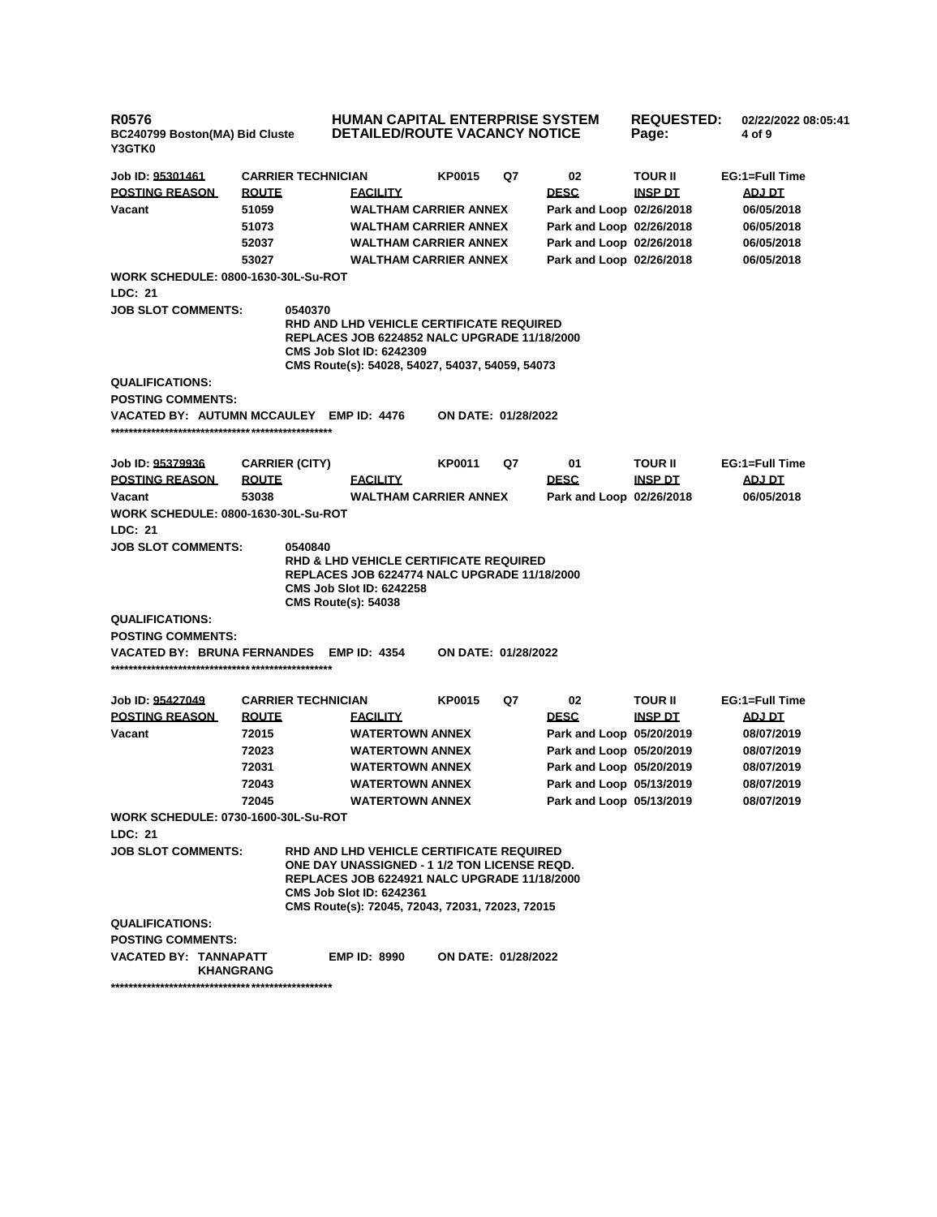**R0576** **HUMAN CAPITAL ENTERPRISE SYSTEM** **REQUESTED:** **02/22/2022 08:05:41**
**BC240799 Boston(MA) Bid Cluste** **DETAILED/ROUTE VACANCY NOTICE**
**Y3GTK0**

| Job ID: 95301461 | CARRIER TECHNICIAN | | KP0015 | Q7 | 02 | TOUR II | EG:1=Full Time |
|---|---|---|---|---|---|---|---|
| **POSTING REASON** | **ROUTE** | **FACILITY** | | | **DESC** | **INSP DT** | **ADJ DT** |
| Vacant | 51059 | WALTHAM CARRIER ANNEX | | | Park and Loop | 02/26/2018 | 06/05/2018 |
| | 51073 | WALTHAM CARRIER ANNEX | | | Park and Loop | 02/26/2018 | 06/05/2018 |
| | 52037 | WALTHAM CARRIER ANNEX | | | Park and Loop | 02/26/2018 | 06/05/2018 |
| | 53027 | WALTHAM CARRIER ANNEX | | | Park and Loop | 02/26/2018 | 06/05/2018 |

**WORK SCHEDULE: 0800-1630-30L-Su-ROT**

**LDC: 21**

**JOB SLOT COMMENTS:** 0540370
RHD AND LHD VEHICLE CERTIFICATE REQUIRED
REPLACES JOB 6224852 NALC UPGRADE 11/18/2000
CMS Job Slot ID: 6242309
CMS Route(s): 54028, 54027, 54037, 54059, 54073

**QUALIFICATIONS:**

**POSTING COMMENTS:**

**VACATED BY: AUTUMN MCCAULEY** **EMP ID: 4476** **ON DATE: 01/28/2022**

**************************************************

| Job ID: 95379936 | CARRIER (CITY) | | KP0011 | Q7 | 01 | TOUR II | EG:1=Full Time |
|---|---|---|---|---|---|---|---|
| **POSTING REASON** | **ROUTE** | **FACILITY** | | | **DESC** | **INSP DT** | **ADJ DT** |
| Vacant | 53038 | WALTHAM CARRIER ANNEX | | | Park and Loop | 02/26/2018 | 06/05/2018 |

**WORK SCHEDULE: 0800-1630-30L-Su-ROT**

**LDC: 21**

**JOB SLOT COMMENTS:** 0540840
RHD & LHD VEHICLE CERTIFICATE REQUIRED
REPLACES JOB 6224774 NALC UPGRADE 11/18/2000
CMS Job Slot ID: 6242258
CMS Route(s): 54038

**QUALIFICATIONS:**

**POSTING COMMENTS:**

**VACATED BY: BRUNA FERNANDES** **EMP ID: 4354** **ON DATE: 01/28/2022**

**************************************************

| Job ID: 95427049 | CARRIER TECHNICIAN | | KP0015 | Q7 | 02 | TOUR II | EG:1=Full Time |
|---|---|---|---|---|---|---|---|
| **POSTING REASON** | **ROUTE** | **FACILITY** | | | **DESC** | **INSP DT** | **ADJ DT** |
| Vacant | 72015 | WATERTOWN ANNEX | | | Park and Loop | 05/20/2019 | 08/07/2019 |
| | 72023 | WATERTOWN ANNEX | | | Park and Loop | 05/20/2019 | 08/07/2019 |
| | 72031 | WATERTOWN ANNEX | | | Park and Loop | 05/20/2019 | 08/07/2019 |
| | 72043 | WATERTOWN ANNEX | | | Park and Loop | 05/13/2019 | 08/07/2019 |
| | 72045 | WATERTOWN ANNEX | | | Park and Loop | 05/13/2019 | 08/07/2019 |

**WORK SCHEDULE: 0730-1600-30L-Su-ROT**

**LDC: 21**

**JOB SLOT COMMENTS:**
RHD AND LHD VEHICLE CERTIFICATE REQUIRED
ONE DAY UNASSIGNED - 1 1/2 TON LICENSE REQD.
REPLACES JOB 6224921 NALC UPGRADE 11/18/2000
CMS Job Slot ID: 6242361
CMS Route(s): 72045, 72043, 72031, 72023, 72015

**QUALIFICATIONS:**

**POSTING COMMENTS:**

**VACATED BY: TANNAPATT KHANGRANG** **EMP ID: 8990** **ON DATE: 01/28/2022**

**************************************************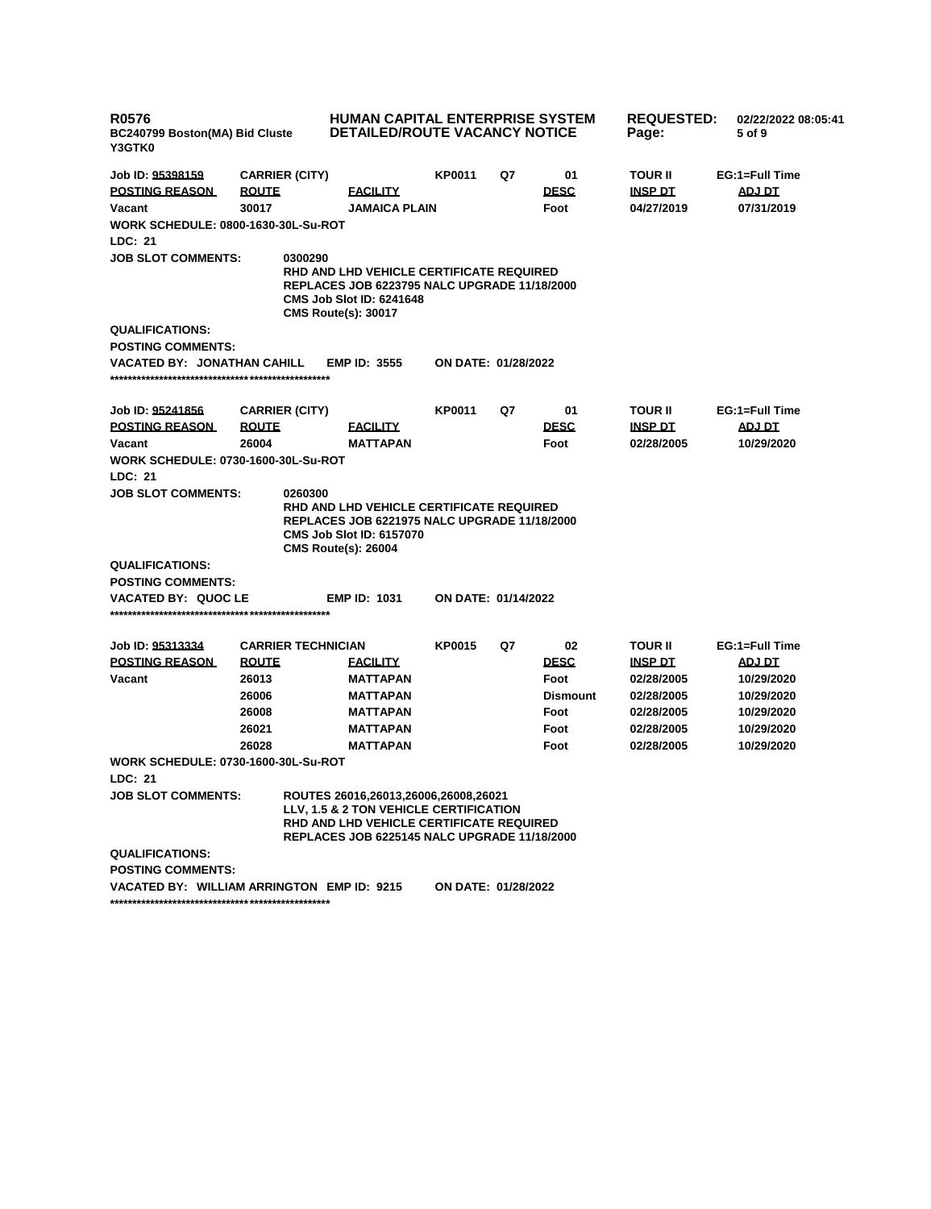**R0576** | **HUMAN CAPITAL ENTERPRISE SYSTEM** | **REQUESTED:** 02/22/2022 08:05:41

**BC240799 Boston(MA) Bid Cluste** | **DETAILED/ROUTE VACANCY NOTICE**

**Y3GTK0**

| Job ID: 95398159 | CARRIER (CITY) | | KP0011 | Q7 | 01 | TOUR II | EG:1=Full Time |
|---|---|---|---|---|---|---|---|
| **POSTING REASON** | **ROUTE** | **FACILITY** | | | **DESC** | **INSP DT** | **ADJ DT** |
| Vacant | 30017 | JAMAICA PLAIN | | | Foot | 04/27/2019 | 07/31/2019 |

**WORK SCHEDULE:** 0800-1630-30L-Su-ROT

**LDC:** 21

**JOB SLOT COMMENTS:**
0300290
RHD AND LHD VEHICLE CERTIFICATE REQUIRED
REPLACES JOB 6223795 NALC UPGRADE 11/18/2000
CMS Job Slot ID: 6241648
CMS Route(s): 30017

**QUALIFICATIONS:**

**POSTING COMMENTS:**

**VACATED BY:** JONATHAN CAHILL **EMP ID:** 3555 **ON DATE:** 01/28/2022

****************************************************

| Job ID: 95241856 | CARRIER (CITY) | | KP0011 | Q7 | 01 | TOUR II | EG:1=Full Time |
|---|---|---|---|---|---|---|---|
| **POSTING REASON** | **ROUTE** | **FACILITY** | | | **DESC** | **INSP DT** | **ADJ DT** |
| Vacant | 26004 | MATTAPAN | | | Foot | 02/28/2005 | 10/29/2020 |

**WORK SCHEDULE:** 0730-1600-30L-Su-ROT

**LDC:** 21

**JOB SLOT COMMENTS:**
0260300
RHD AND LHD VEHICLE CERTIFICATE REQUIRED
REPLACES JOB 6221975 NALC UPGRADE 11/18/2000
CMS Job Slot ID: 6157070
CMS Route(s): 26004

**QUALIFICATIONS:**

**POSTING COMMENTS:**

**VACATED BY:** QUOC LE **EMP ID:** 1031 **ON DATE:** 01/14/2022

****************************************************

| Job ID: 95313334 | CARRIER TECHNICIAN | | KP0015 | Q7 | 02 | TOUR II | EG:1=Full Time |
|---|---|---|---|---|---|---|---|
| **POSTING REASON** | **ROUTE** | **FACILITY** | | | **DESC** | **INSP DT** | **ADJ DT** |
| Vacant | 26013 | MATTAPAN | | | Foot | 02/28/2005 | 10/29/2020 |
| | 26006 | MATTAPAN | | | Dismount | 02/28/2005 | 10/29/2020 |
| | 26008 | MATTAPAN | | | Foot | 02/28/2005 | 10/29/2020 |
| | 26021 | MATTAPAN | | | Foot | 02/28/2005 | 10/29/2020 |
| | 26028 | MATTAPAN | | | Foot | 02/28/2005 | 10/29/2020 |

**WORK SCHEDULE:** 0730-1600-30L-Su-ROT

**LDC:** 21

**JOB SLOT COMMENTS:**
ROUTES 26016,26013,26006,26008,26021
LLV, 1.5 & 2 TON VEHICLE CERTIFICATION
RHD AND LHD VEHICLE CERTIFICATE REQUIRED
REPLACES JOB 6225145 NALC UPGRADE 11/18/2000

**QUALIFICATIONS:**

**POSTING COMMENTS:**

**VACATED BY:** WILLIAM ARRINGTON **EMP ID:** 9215 **ON DATE:** 01/28/2022

****************************************************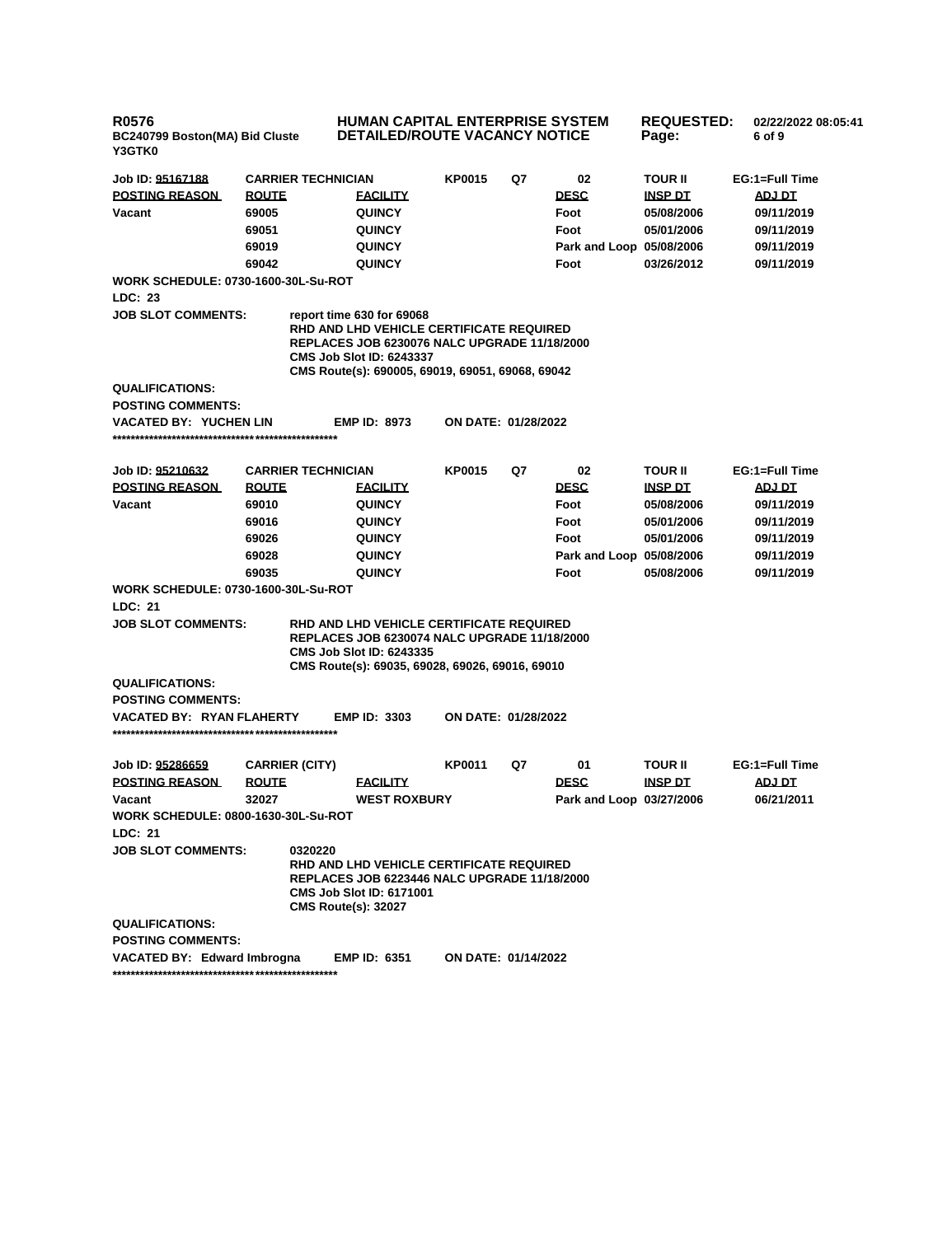**Job ID: 95167188** | **CARRIER TECHNICIAN** | **KP0015** | **Q7** | **02** | **TOUR II** | **EG:1=Full Time**

| POSTING REASON | ROUTE | FACILITY | DESC | INSP DT | ADJ DT |
|---|---|---|---|---|---|
| Vacant | 69005 | QUINCY | Foot | 05/08/2006 | 09/11/2019 |
| | 69051 | QUINCY | Foot | 05/01/2006 | 09/11/2019 |
| | 69019 | QUINCY | Park and Loop | 05/08/2006 | 09/11/2019 |
| | 69042 | QUINCY | Foot | 03/26/2012 | 09/11/2019 |

**WORK SCHEDULE: 0730-1600-30L-Su-ROT**

**LDC: 23**

**JOB SLOT COMMENTS:**
report time 630 for 69068
RHD AND LHD VEHICLE CERTIFICATE REQUIRED
REPLACES JOB 6230076 NALC UPGRADE 11/18/2000
CMS Job Slot ID: 6243337
CMS Route(s): 690005, 69019, 69051, 69068, 69042

**QUALIFICATIONS:**

**POSTING COMMENTS:**

**VACATED BY: YUCHEN LIN** **EMP ID: 8973** **ON DATE: 01/28/2022**

**************************************************

**Job ID: 95210632** | **CARRIER TECHNICIAN** | **KP0015** | **Q7** | **02** | **TOUR II** | **EG:1=Full Time**

| POSTING REASON | ROUTE | FACILITY | DESC | INSP DT | ADJ DT |
|---|---|---|---|---|---|
| Vacant | 69010 | QUINCY | Foot | 05/08/2006 | 09/11/2019 |
| | 69016 | QUINCY | Foot | 05/01/2006 | 09/11/2019 |
| | 69026 | QUINCY | Foot | 05/01/2006 | 09/11/2019 |
| | 69028 | QUINCY | Park and Loop | 05/08/2006 | 09/11/2019 |
| | 69035 | QUINCY | Foot | 05/08/2006 | 09/11/2019 |

**WORK SCHEDULE: 0730-1600-30L-Su-ROT**

**LDC: 21**

**JOB SLOT COMMENTS:**
RHD AND LHD VEHICLE CERTIFICATE REQUIRED
REPLACES JOB 6230074 NALC UPGRADE 11/18/2000
CMS Job Slot ID: 6243335
CMS Route(s): 69035, 69028, 69026, 69016, 69010

**QUALIFICATIONS:**

**POSTING COMMENTS:**

**VACATED BY: RYAN FLAHERTY** **EMP ID: 3303** **ON DATE: 01/28/2022**

**************************************************

**Job ID: 95286659** | **CARRIER (CITY)** | **KP0011** | **Q7** | **01** | **TOUR II** | **EG:1=Full Time**

| POSTING REASON | ROUTE | FACILITY | DESC | INSP DT | ADJ DT |
|---|---|---|---|---|---|
| Vacant | 32027 | WEST ROXBURY | Park and Loop | 03/27/2006 | 06/21/2011 |

**WORK SCHEDULE: 0800-1630-30L-Su-ROT**

**LDC: 21**

**JOB SLOT COMMENTS:**
0320220
RHD AND LHD VEHICLE CERTIFICATE REQUIRED
REPLACES JOB 6223446 NALC UPGRADE 11/18/2000
CMS Job Slot ID: 6171001
CMS Route(s): 32027

**QUALIFICATIONS:**

**POSTING COMMENTS:**

**VACATED BY: Edward Imbrogna** **EMP ID: 6351** **ON DATE: 01/14/2022**

**************************************************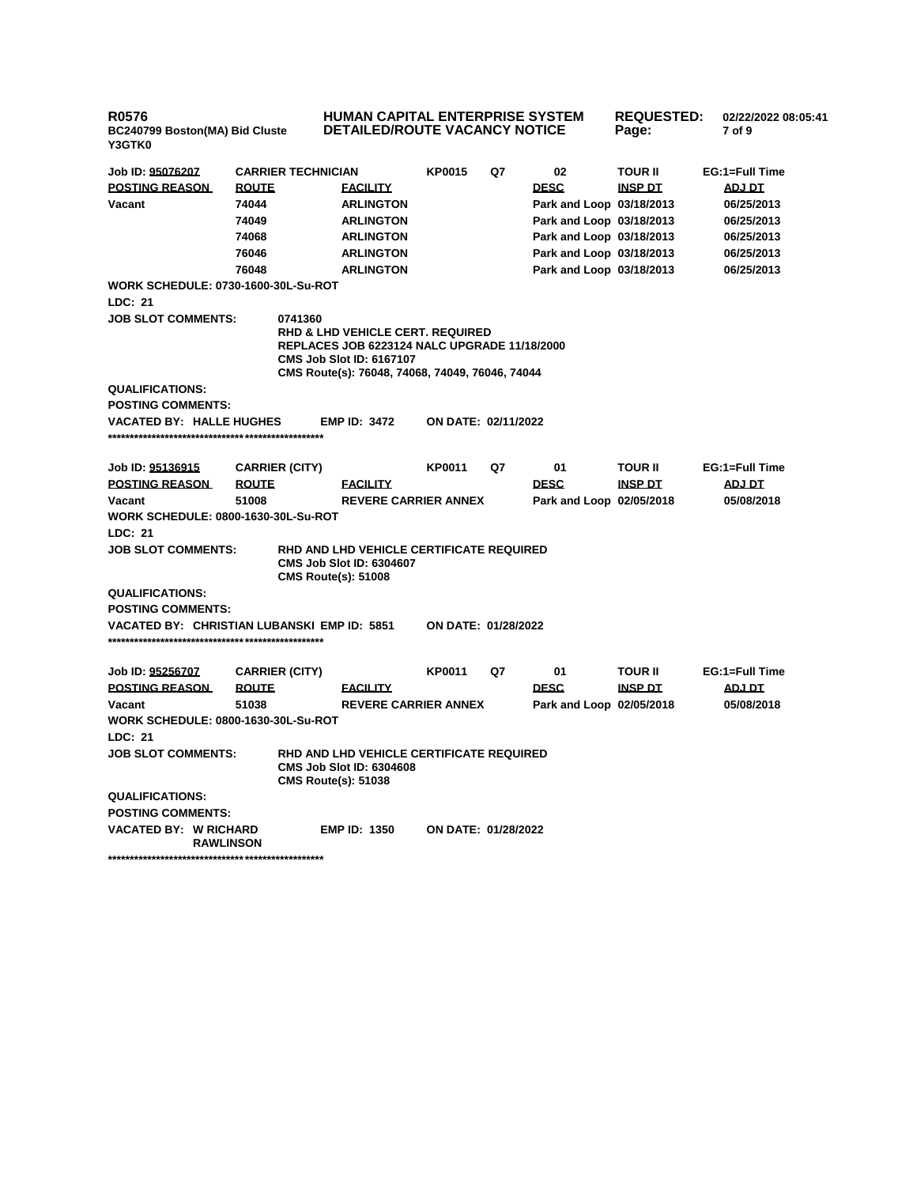**R0576** **HUMAN CAPITAL ENTERPRISE SYSTEM** **REQUESTED:** **02/22/2022 08:05:41**
**BC240799 Boston(MA) Bid Cluste** **DETAILED/ROUTE VACANCY NOTICE**
**Y3GTK0**

| Job ID: 95076207 | CARRIER TECHNICIAN | | KP0015 | Q7 | 02 | TOUR II | EG:1=Full Time |
|---|---|---|---|---|---|---|---|
| **POSTING REASON** | **ROUTE** | **FACILITY** | | | **DESC** | **INSP DT** | **ADJ DT** |
| Vacant | 74044 | ARLINGTON | | | Park and Loop | 03/18/2013 | 06/25/2013 |
| | 74049 | ARLINGTON | | | Park and Loop | 03/18/2013 | 06/25/2013 |
| | 74068 | ARLINGTON | | | Park and Loop | 03/18/2013 | 06/25/2013 |
| | 76046 | ARLINGTON | | | Park and Loop | 03/18/2013 | 06/25/2013 |
| | 76048 | ARLINGTON | | | Park and Loop | 03/18/2013 | 06/25/2013 |

**WORK SCHEDULE: 0730-1600-30L-Su-ROT**

**LDC: 21**

**JOB SLOT COMMENTS:** 0741360
RHD & LHD VEHICLE CERT. REQUIRED
REPLACES JOB 6223124 NALC UPGRADE 11/18/2000
CMS Job Slot ID: 6167107
CMS Route(s): 76048, 74068, 74049, 76046, 74044

**QUALIFICATIONS:**

**POSTING COMMENTS:**

**VACATED BY: HALLE HUGHES** **EMP ID: 3472** **ON DATE: 02/11/2022**

***************************************************

| Job ID: 95136915 | CARRIER (CITY) | | KP0011 | Q7 | 01 | TOUR II | EG:1=Full Time |
|---|---|---|---|---|---|---|---|
| **POSTING REASON** | **ROUTE** | **FACILITY** | | | **DESC** | **INSP DT** | **ADJ DT** |
| Vacant | 51008 | REVERE CARRIER ANNEX | | | Park and Loop | 02/05/2018 | 05/08/2018 |

**WORK SCHEDULE: 0800-1630-30L-Su-ROT**

**LDC: 21**

**JOB SLOT COMMENTS:** RHD AND LHD VEHICLE CERTIFICATE REQUIRED
CMS Job Slot ID: 6304607
CMS Route(s): 51008

**QUALIFICATIONS:**

**POSTING COMMENTS:**

**VACATED BY: CHRISTIAN LUBANSKI** **EMP ID: 5851** **ON DATE: 01/28/2022**

***************************************************

| Job ID: 95256707 | CARRIER (CITY) | | KP0011 | Q7 | 01 | TOUR II | EG:1=Full Time |
|---|---|---|---|---|---|---|---|
| **POSTING REASON** | **ROUTE** | **FACILITY** | | | **DESC** | **INSP DT** | **ADJ DT** |
| Vacant | 51038 | REVERE CARRIER ANNEX | | | Park and Loop | 02/05/2018 | 05/08/2018 |

**WORK SCHEDULE: 0800-1630-30L-Su-ROT**

**LDC: 21**

**JOB SLOT COMMENTS:** RHD AND LHD VEHICLE CERTIFICATE REQUIRED
CMS Job Slot ID: 6304608
CMS Route(s): 51038

**QUALIFICATIONS:**

**POSTING COMMENTS:**

**VACATED BY: W RICHARD RAWLINSON** **EMP ID: 1350** **ON DATE: 01/28/2022**

***************************************************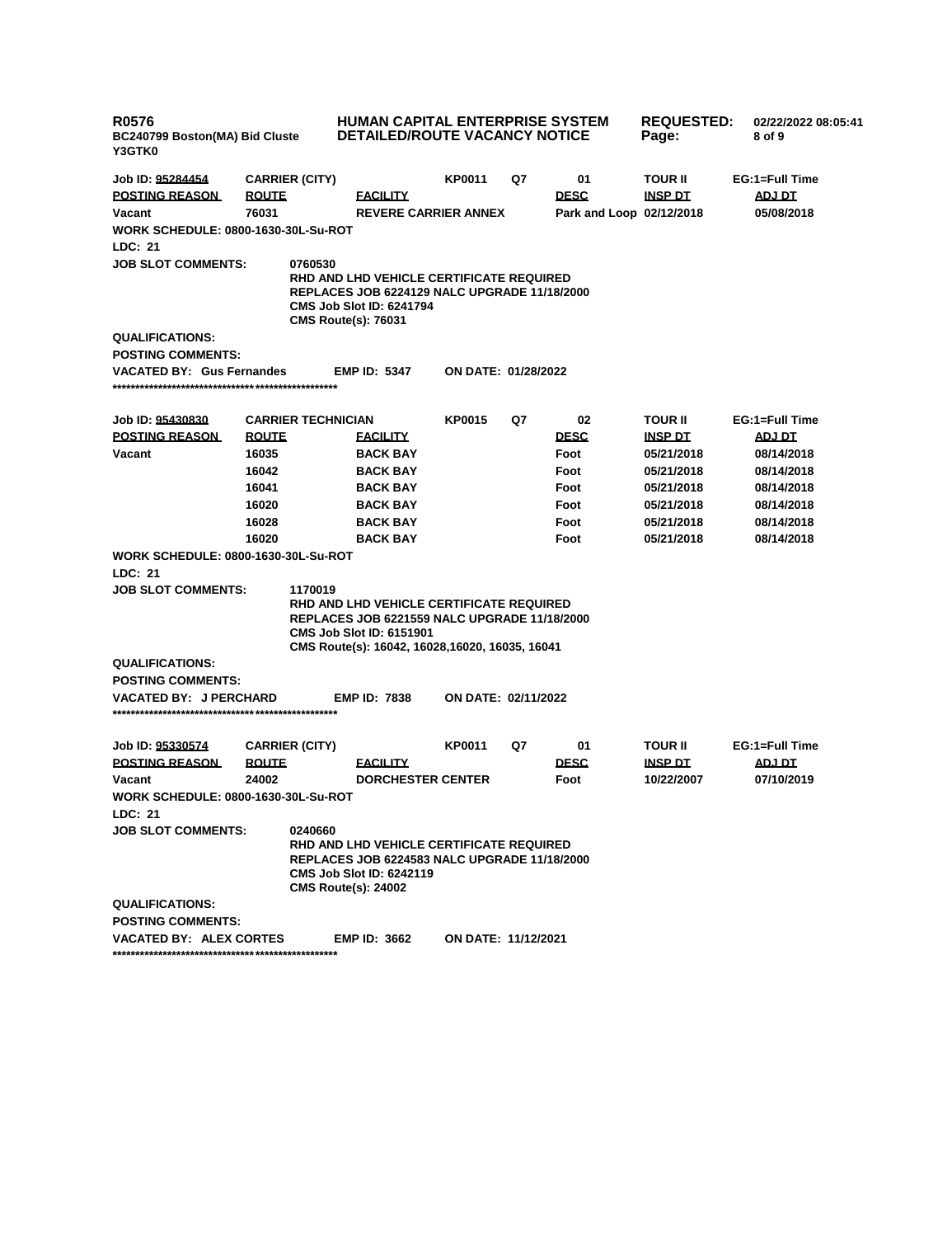**R0576**
**BC240799 Boston(MA) Bid Cluste**
**Y3GTK0**

**HUMAN CAPITAL ENTERPRISE SYSTEM**
**DETAILED/ROUTE VACANCY NOTICE**

**REQUESTED:** 02/22/2022 08:05:41

| Job ID: 95284454 | CARRIER (CITY) | | KP0011 | Q7 | 01 | TOUR II | EG:1=Full Time |
|---|---|---|---|---|---|---|---|
| **POSTING REASON** | **ROUTE** | **FACILITY** | | | **DESC** | **INSP DT** | **ADJ DT** |
| Vacant | 76031 | REVERE CARRIER ANNEX | | | Park and Loop | 02/12/2018 | 05/08/2018 |

**WORK SCHEDULE: 0800-1630-30L-Su-ROT**

**LDC: 21**

**JOB SLOT COMMENTS:** 0760530
RHD AND LHD VEHICLE CERTIFICATE REQUIRED
REPLACES JOB 6224129 NALC UPGRADE 11/18/2000
CMS Job Slot ID: 6241794
CMS Route(s): 76031

**QUALIFICATIONS:**

**POSTING COMMENTS:**

**VACATED BY:** Gus Fernandes **EMP ID:** 5347 **ON DATE:** 01/28/2022

*************************************************

| Job ID: 95430830 | CARRIER TECHNICIAN | | KP0015 | Q7 | 02 | TOUR II | EG:1=Full Time |
|---|---|---|---|---|---|---|---|
| **POSTING REASON** | **ROUTE** | **FACILITY** | | | **DESC** | **INSP DT** | **ADJ DT** |
| Vacant | 16035 | BACK BAY | | | Foot | 05/21/2018 | 08/14/2018 |
| | 16042 | BACK BAY | | | Foot | 05/21/2018 | 08/14/2018 |
| | 16041 | BACK BAY | | | Foot | 05/21/2018 | 08/14/2018 |
| | 16020 | BACK BAY | | | Foot | 05/21/2018 | 08/14/2018 |
| | 16028 | BACK BAY | | | Foot | 05/21/2018 | 08/14/2018 |
| | 16020 | BACK BAY | | | Foot | 05/21/2018 | 08/14/2018 |

**WORK SCHEDULE: 0800-1630-30L-Su-ROT**

**LDC: 21**

**JOB SLOT COMMENTS:** 1170019
RHD AND LHD VEHICLE CERTIFICATE REQUIRED
REPLACES JOB 6221559 NALC UPGRADE 11/18/2000
CMS Job Slot ID: 6151901
CMS Route(s): 16042, 16028,16020, 16035, 16041

**QUALIFICATIONS:**

**POSTING COMMENTS:**

**VACATED BY:** J PERCHARD **EMP ID:** 7838 **ON DATE:** 02/11/2022

*************************************************

| Job ID: 95330574 | CARRIER (CITY) | | KP0011 | Q7 | 01 | TOUR II | EG:1=Full Time |
|---|---|---|---|---|---|---|---|
| **POSTING REASON** | **ROUTE** | **FACILITY** | | | **DESC** | **INSP DT** | **ADJ DT** |
| Vacant | 24002 | DORCHESTER CENTER | | | Foot | 10/22/2007 | 07/10/2019 |

**WORK SCHEDULE: 0800-1630-30L-Su-ROT**

**LDC: 21**

**JOB SLOT COMMENTS:** 0240660
RHD AND LHD VEHICLE CERTIFICATE REQUIRED
REPLACES JOB 6224583 NALC UPGRADE 11/18/2000
CMS Job Slot ID: 6242119
CMS Route(s): 24002

**QUALIFICATIONS:**

**POSTING COMMENTS:**

**VACATED BY:** ALEX CORTES **EMP ID:** 3662 **ON DATE:** 11/12/2021

*************************************************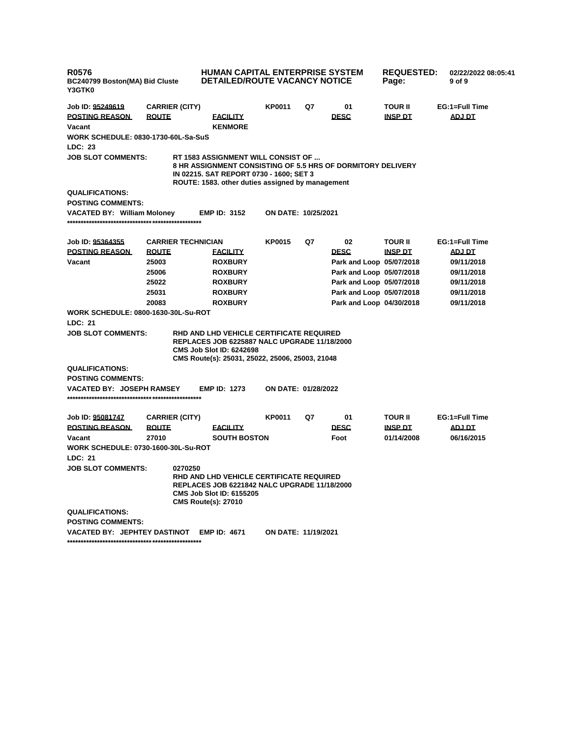**R0576** **HUMAN CAPITAL ENTERPRISE SYSTEM** **REQUESTED:** 02/22/2022 08:05:41
**BC240799 Boston(MA) Bid Cluste** **DETAILED/ROUTE VACANCY NOTICE**
**Y3GTK0**

| Job ID: 95249619 | CARRIER (CITY) | | KP0011 | Q7 | 01 | TOUR II | EG:1=Full Time |
|---|---|---|---|---|---|---|---|
| **POSTING REASON** | **ROUTE** | **FACILITY** | | | **DESC** | **INSP DT** | **ADJ DT** |
| Vacant | | KENMORE | | | | | |

**WORK SCHEDULE: 0830-1730-60L-Sa-SuS**

**LDC: 23**

**JOB SLOT COMMENTS:** RT 1583 ASSIGNMENT WILL CONSIST OF ...
8 HR ASSIGNMENT CONSISTING OF 5.5 HRS OF DORMITORY DELIVERY
IN 02215. SAT REPORT 0730 - 1600; SET 3
ROUTE: 1583. other duties assigned by management

**QUALIFICATIONS:**

**POSTING COMMENTS:**

**VACATED BY:** William Moloney **EMP ID:** 3152 **ON DATE:** 10/25/2021

**************************************************

| Job ID: 95364355 | CARRIER TECHNICIAN | | KP0015 | Q7 | 02 | TOUR II | EG:1=Full Time |
|---|---|---|---|---|---|---|---|
| **POSTING REASON** | **ROUTE** | **FACILITY** | | | **DESC** | **INSP DT** | **ADJ DT** |
| Vacant | 25003 | ROXBURY | | | Park and Loop | 05/07/2018 | 09/11/2018 |
| | 25006 | ROXBURY | | | Park and Loop | 05/07/2018 | 09/11/2018 |
| | 25022 | ROXBURY | | | Park and Loop | 05/07/2018 | 09/11/2018 |
| | 25031 | ROXBURY | | | Park and Loop | 05/07/2018 | 09/11/2018 |
| | 20083 | ROXBURY | | | Park and Loop | 04/30/2018 | 09/11/2018 |

**WORK SCHEDULE: 0800-1630-30L-Su-ROT**

**LDC: 21**

**JOB SLOT COMMENTS:** RHD AND LHD VEHICLE CERTIFICATE REQUIRED
REPLACES JOB 6225887 NALC UPGRADE 11/18/2000
CMS Job Slot ID: 6242698
CMS Route(s): 25031, 25022, 25006, 25003, 21048

**QUALIFICATIONS:**

**POSTING COMMENTS:**

**VACATED BY:** JOSEPH RAMSEY **EMP ID:** 1273 **ON DATE:** 01/28/2022

**************************************************

| Job ID: 95081747 | CARRIER (CITY) | | KP0011 | Q7 | 01 | TOUR II | EG:1=Full Time |
|---|---|---|---|---|---|---|---|
| **POSTING REASON** | **ROUTE** | **FACILITY** | | | **DESC** | **INSP DT** | **ADJ DT** |
| Vacant | 27010 | SOUTH BOSTON | | | Foot | 01/14/2008 | 06/16/2015 |

**WORK SCHEDULE: 0730-1600-30L-Su-ROT**

**LDC: 21**

**JOB SLOT COMMENTS:** 0270250
RHD AND LHD VEHICLE CERTIFICATE REQUIRED
REPLACES JOB 6221842 NALC UPGRADE 11/18/2000
CMS Job Slot ID: 6155205
CMS Route(s): 27010

**QUALIFICATIONS:**

**POSTING COMMENTS:**

**VACATED BY:** JEPHTEY DASTINOT **EMP ID:** 4671 **ON DATE:** 11/19/2021

**************************************************